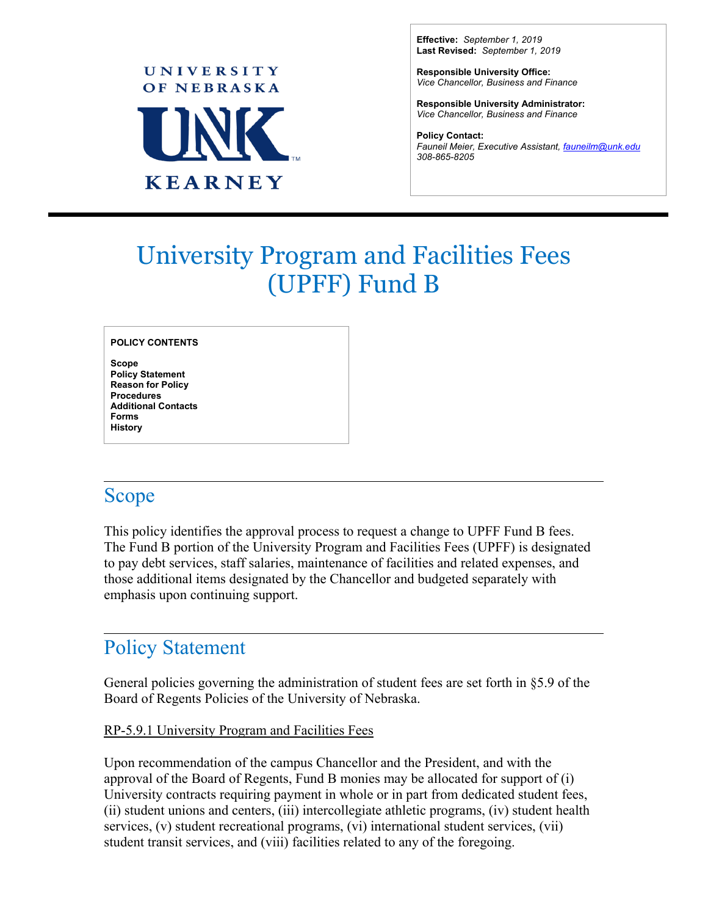UNIVERSITY OF NEBRASKA

UNK

KEARNEY

**Effective:** *September 1, 2019*
**Last Revised:** *September 1, 2019*

**Responsible University Office:**
*Vice Chancellor, Business and Finance*

**Responsible University Administrator:**
*Vice Chancellor, Business and Finance*

**Policy Contact:**
*Fauneil Meier, Executive Assistant, fauneilm@unk.edu*
*308-865-8205*

# University Program and Facilities Fees (UPFF) Fund B

**POLICY CONTENTS**

**Scope**
**Policy Statement**
**Reason for Policy**
**Procedures**
**Additional Contacts**
**Forms**
**History**

## Scope

This policy identifies the approval process to request a change to UPFF Fund B fees. The Fund B portion of the University Program and Facilities Fees (UPFF) is designated to pay debt services, staff salaries, maintenance of facilities and related expenses, and those additional items designated by the Chancellor and budgeted separately with emphasis upon continuing support.

## Policy Statement

General policies governing the administration of student fees are set forth in §5.9 of the Board of Regents Policies of the University of Nebraska.

RP-5.9.1 University Program and Facilities Fees

Upon recommendation of the campus Chancellor and the President, and with the approval of the Board of Regents, Fund B monies may be allocated for support of (i) University contracts requiring payment in whole or in part from dedicated student fees, (ii) student unions and centers, (iii) intercollegiate athletic programs, (iv) student health services, (v) student recreational programs, (vi) international student services, (vii) student transit services, and (viii) facilities related to any of the foregoing.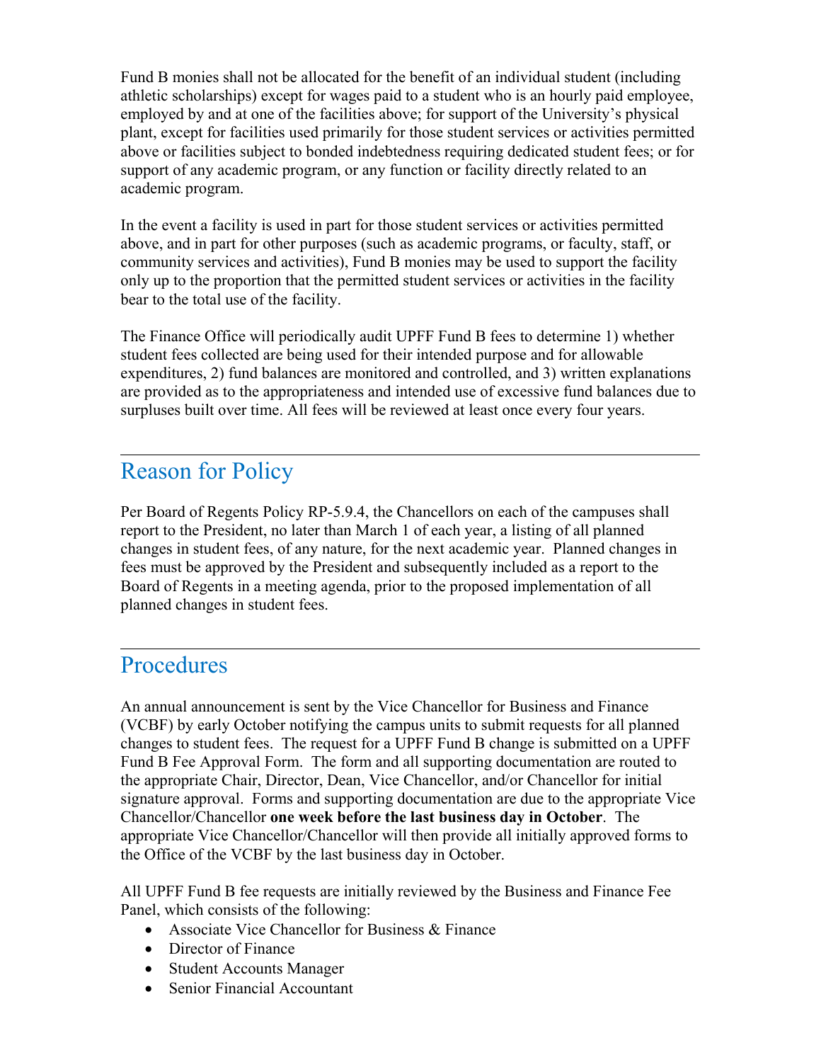Fund B monies shall not be allocated for the benefit of an individual student (including athletic scholarships) except for wages paid to a student who is an hourly paid employee, employed by and at one of the facilities above; for support of the University's physical plant, except for facilities used primarily for those student services or activities permitted above or facilities subject to bonded indebtedness requiring dedicated student fees; or for support of any academic program, or any function or facility directly related to an academic program.

In the event a facility is used in part for those student services or activities permitted above, and in part for other purposes (such as academic programs, or faculty, staff, or community services and activities), Fund B monies may be used to support the facility only up to the proportion that the permitted student services or activities in the facility bear to the total use of the facility.

The Finance Office will periodically audit UPFF Fund B fees to determine 1) whether student fees collected are being used for their intended purpose and for allowable expenditures, 2) fund balances are monitored and controlled, and 3) written explanations are provided as to the appropriateness and intended use of excessive fund balances due to surpluses built over time. All fees will be reviewed at least once every four years.

---

## Reason for Policy

Per Board of Regents Policy RP-5.9.4, the Chancellors on each of the campuses shall report to the President, no later than March 1 of each year, a listing of all planned changes in student fees, of any nature, for the next academic year. Planned changes in fees must be approved by the President and subsequently included as a report to the Board of Regents in a meeting agenda, prior to the proposed implementation of all planned changes in student fees.

---

## Procedures

An annual announcement is sent by the Vice Chancellor for Business and Finance (VCBF) by early October notifying the campus units to submit requests for all planned changes to student fees. The request for a UPFF Fund B change is submitted on a UPFF Fund B Fee Approval Form. The form and all supporting documentation are routed to the appropriate Chair, Director, Dean, Vice Chancellor, and/or Chancellor for initial signature approval. Forms and supporting documentation are due to the appropriate Vice Chancellor/Chancellor **one week before the last business day in October**. The appropriate Vice Chancellor/Chancellor will then provide all initially approved forms to the Office of the VCBF by the last business day in October.

All UPFF Fund B fee requests are initially reviewed by the Business and Finance Fee Panel, which consists of the following:

- Associate Vice Chancellor for Business & Finance
- Director of Finance
- Student Accounts Manager
- Senior Financial Accountant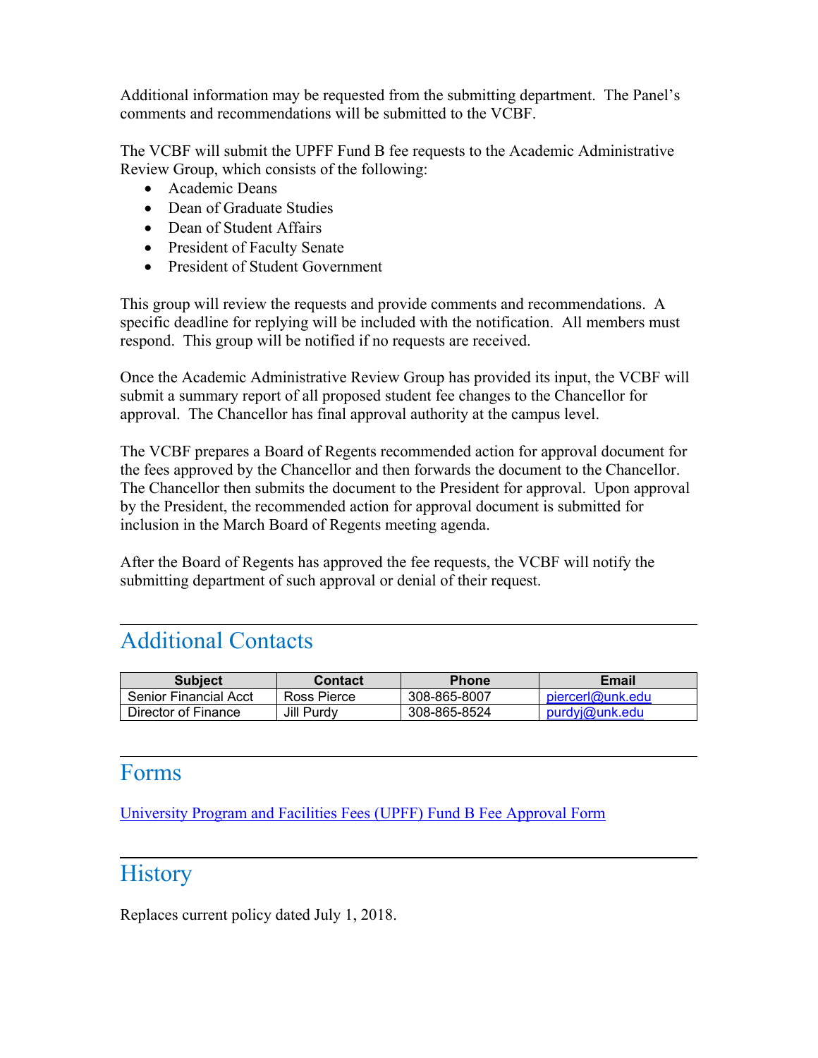Additional information may be requested from the submitting department. The Panel's comments and recommendations will be submitted to the VCBF.

The VCBF will submit the UPFF Fund B fee requests to the Academic Administrative Review Group, which consists of the following:

- Academic Deans
- Dean of Graduate Studies
- Dean of Student Affairs
- President of Faculty Senate
- President of Student Government

This group will review the requests and provide comments and recommendations. A specific deadline for replying will be included with the notification. All members must respond. This group will be notified if no requests are received.

Once the Academic Administrative Review Group has provided its input, the VCBF will submit a summary report of all proposed student fee changes to the Chancellor for approval. The Chancellor has final approval authority at the campus level.

The VCBF prepares a Board of Regents recommended action for approval document for the fees approved by the Chancellor and then forwards the document to the Chancellor. The Chancellor then submits the document to the President for approval. Upon approval by the President, the recommended action for approval document is submitted for inclusion in the March Board of Regents meeting agenda.

After the Board of Regents has approved the fee requests, the VCBF will notify the submitting department of such approval or denial of their request.

## Additional Contacts

| Subject | Contact | Phone | Email |
|---|---|---|---|
| Senior Financial Acct | Ross Pierce | 308-865-8007 | piercerl@unk.edu |
| Director of Finance | Jill Purdy | 308-865-8524 | purdyj@unk.edu |

## Forms

University Program and Facilities Fees (UPFF) Fund B Fee Approval Form

## History

Replaces current policy dated July 1, 2018.